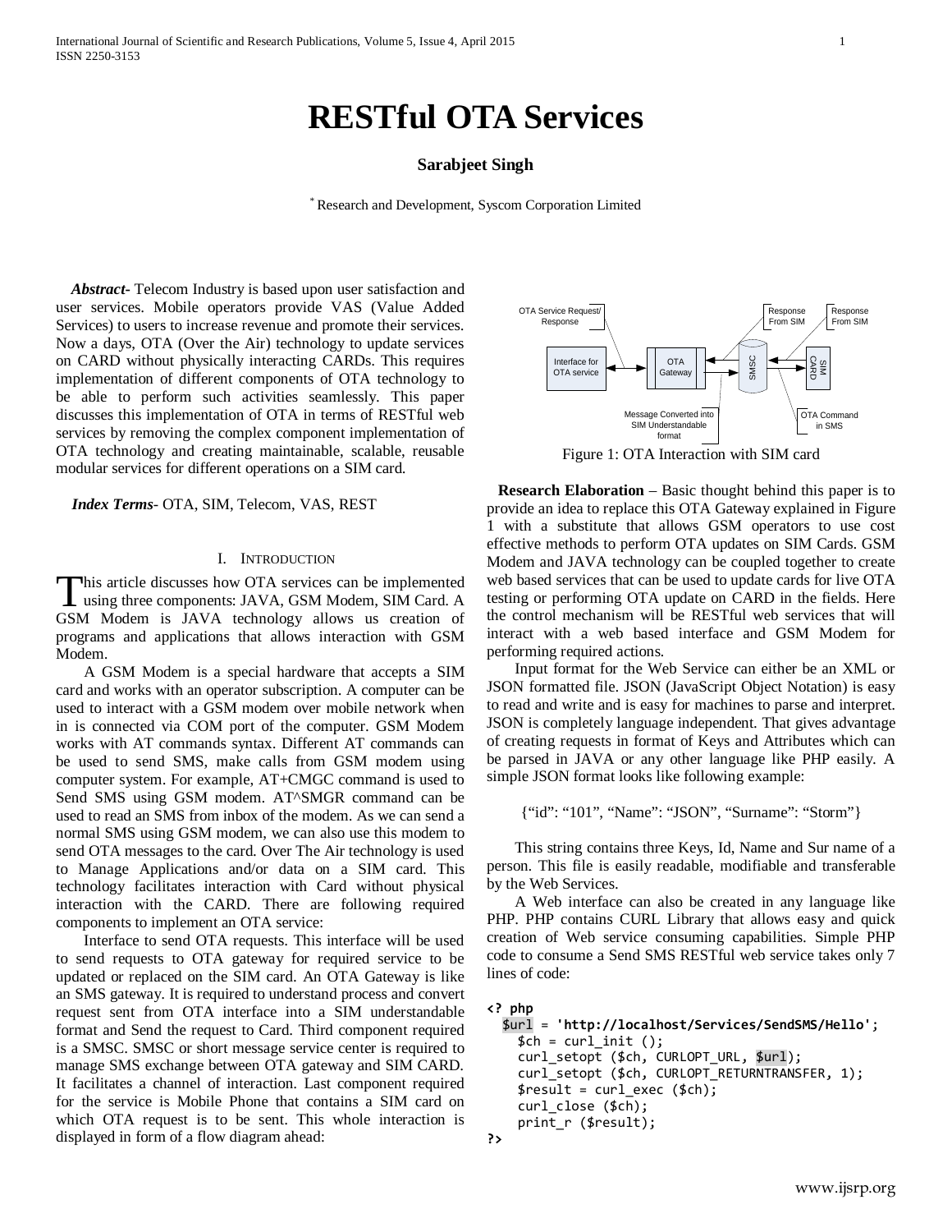# RESTful OTA Services

**Sarabjeet Singh**

* Research and Development, Syscom Corporation Limited

***Abstract*-** Telecom Industry is based upon user satisfaction and user services. Mobile operators provide VAS (Value Added Services) to users to increase revenue and promote their services. Now a days, OTA (Over the Air) technology to update services on CARD without physically interacting CARDs. This requires implementation of different components of OTA technology to be able to perform such activities seamlessly. This paper discusses this implementation of OTA in terms of RESTful web services by removing the complex component implementation of OTA technology and creating maintainable, scalable, reusable modular services for different operations on a SIM card.

***Index Terms*-** OTA, SIM, Telecom, VAS, REST

## I. Introduction

This article discusses how OTA services can be implemented using three components: JAVA, GSM Modem, SIM Card. A GSM Modem is JAVA technology allows us creation of programs and applications that allows interaction with GSM Modem.

A GSM Modem is a special hardware that accepts a SIM card and works with an operator subscription. A computer can be used to interact with a GSM modem over mobile network when in is connected via COM port of the computer. GSM Modem works with AT commands syntax. Different AT commands can be used to send SMS, make calls from GSM modem using computer system. For example, AT+CMGC command is used to Send SMS using GSM modem. AT^SMGR command can be used to read an SMS from inbox of the modem. As we can send a normal SMS using GSM modem, we can also use this modem to send OTA messages to the card. Over The Air technology is used to Manage Applications and/or data on a SIM card. This technology facilitates interaction with Card without physical interaction with the CARD. There are following required components to implement an OTA service:

Interface to send OTA requests. This interface will be used to send requests to OTA gateway for required service to be updated or replaced on the SIM card. An OTA Gateway is like an SMS gateway. It is required to understand process and convert request sent from OTA interface into a SIM understandable format and Send the request to Card. Third component required is a SMSC. SMSC or short message service center is required to manage SMS exchange between OTA gateway and SIM CARD. It facilitates a channel of interaction. Last component required for the service is Mobile Phone that contains a SIM card on which OTA request is to be sent. This whole interaction is displayed in form of a flow diagram ahead:

Figure 1: OTA Interaction with SIM card

**Research Elaboration** – Basic thought behind this paper is to provide an idea to replace this OTA Gateway explained in Figure 1 with a substitute that allows GSM operators to use cost effective methods to perform OTA updates on SIM Cards. GSM Modem and JAVA technology can be coupled together to create web based services that can be used to update cards for live OTA testing or performing OTA update on CARD in the fields. Here the control mechanism will be RESTful web services that will interact with a web based interface and GSM Modem for performing required actions.

Input format for the Web Service can either be an XML or JSON formatted file. JSON (JavaScript Object Notation) is easy to read and write and is easy for machines to parse and interpret. JSON is completely language independent. That gives advantage of creating requests in format of Keys and Attributes which can be parsed in JAVA or any other language like PHP easily. A simple JSON format looks like following example:

{“id”: “101”, “Name”: “JSON”, “Surname”: “Storm”}

This string contains three Keys, Id, Name and Sur name of a person. This file is easily readable, modifiable and transferable by the Web Services.

A Web interface can also be created in any language like PHP. PHP contains CURL Library that allows easy and quick creation of Web service consuming capabilities. Simple PHP code to consume a Send SMS RESTful web service takes only 7 lines of code:

```
<? php
  $url = 'http://localhost/Services/SendSMS/Hello';
    $ch = curl_init ();
    curl_setopt ($ch, CURLOPT_URL, $url);
    curl_setopt ($ch, CURLOPT_RETURNTRANSFER, 1);
    $result = curl_exec ($ch);
    curl_close ($ch);
    print_r ($result);
?>
```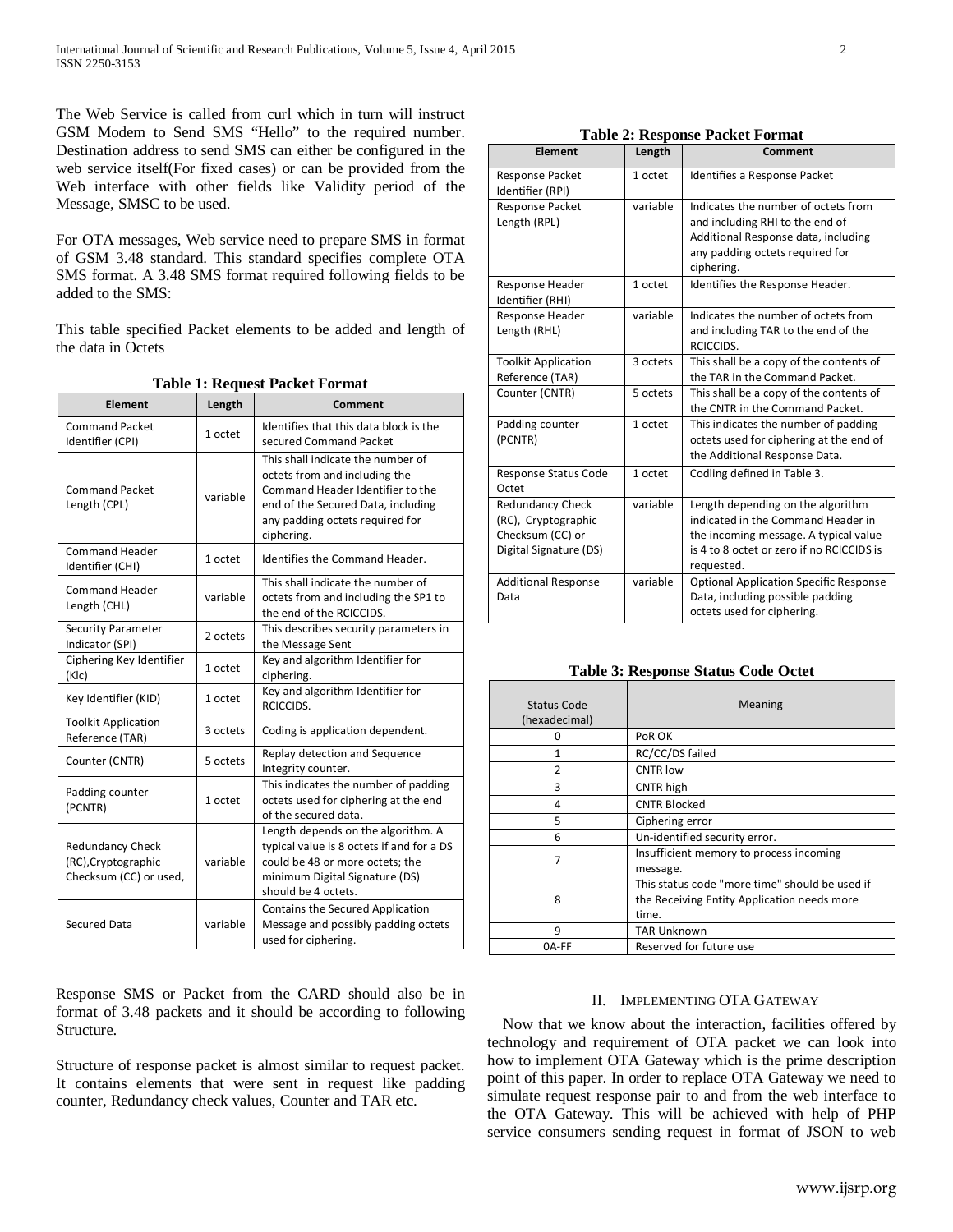The Web Service is called from curl which in turn will instruct GSM Modem to Send SMS "Hello" to the required number. Destination address to send SMS can either be configured in the web service itself(For fixed cases) or can be provided from the Web interface with other fields like Validity period of the Message, SMSC to be used.

For OTA messages, Web service need to prepare SMS in format of GSM 3.48 standard. This standard specifies complete OTA SMS format. A 3.48 SMS format required following fields to be added to the SMS:

This table specified Packet elements to be added and length of the data in Octets

**Table 1: Request Packet Format**

| Element | Length | Comment |
|---|---|---|
| Command Packet Identifier (CPI) | 1 octet | Identifies that this data block is the secured Command Packet |
| Command Packet Length (CPL) | variable | This shall indicate the number of octets from and including the Command Header Identifier to the end of the Secured Data, including any padding octets required for ciphering. |
| Command Header Identifier (CHI) | 1 octet | Identifies the Command Header. |
| Command Header Length (CHL) | variable | This shall indicate the number of octets from and including the SP1 to the end of the RCICCIDS. |
| Security Parameter Indicator (SPI) | 2 octets | This describes security parameters in the Message Sent |
| Ciphering Key Identifier (Klc) | 1 octet | Key and algorithm Identifier for ciphering. |
| Key Identifier (KID) | 1 octet | Key and algorithm Identifier for RCICCIDS. |
| Toolkit Application Reference (TAR) | 3 octets | Coding is application dependent. |
| Counter (CNTR) | 5 octets | Replay detection and Sequence Integrity counter. |
| Padding counter (PCNTR) | 1 octet | This indicates the number of padding octets used for ciphering at the end of the secured data. |
| Redundancy Check (RC),Cryptographic Checksum (CC) or used, | variable | Length depends on the algorithm. A typical value is 8 octets if and for a DS could be 48 or more octets; the minimum Digital Signature (DS) should be 4 octets. |
| Secured Data | variable | Contains the Secured Application Message and possibly padding octets used for ciphering. |

Response SMS or Packet from the CARD should also be in format of 3.48 packets and it should be according to following Structure.

Structure of response packet is almost similar to request packet. It contains elements that were sent in request like padding counter, Redundancy check values, Counter and TAR etc.

**Table 2: Response Packet Format**

| Element | Length | Comment |
|---|---|---|
| Response Packet Identifier (RPI) | 1 octet | Identifies a Response Packet |
| Response Packet Length (RPL) | variable | Indicates the number of octets from and including RHI to the end of Additional Response data, including any padding octets required for ciphering. |
| Response Header Identifier (RHI) | 1 octet | Identifies the Response Header. |
| Response Header Length (RHL) | variable | Indicates the number of octets from and including TAR to the end of the RCICCIDS. |
| Toolkit Application Reference (TAR) | 3 octets | This shall be a copy of the contents of the TAR in the Command Packet. |
| Counter (CNTR) | 5 octets | This shall be a copy of the contents of the CNTR in the Command Packet. |
| Padding counter (PCNTR) | 1 octet | This indicates the number of padding octets used for ciphering at the end of the Additional Response Data. |
| Response Status Code Octet | 1 octet | Codling defined in Table 3. |
| Redundancy Check (RC), Cryptographic Checksum (CC) or Digital Signature (DS) | variable | Length depending on the algorithm indicated in the Command Header in the incoming message. A typical value is 4 to 8 octet or zero if no RCICCIDS is requested. |
| Additional Response Data | variable | Optional Application Specific Response Data, including possible padding octets used for ciphering. |

**Table 3: Response Status Code Octet**

| Status Code (hexadecimal) | Meaning |
|---|---|
| 0 | PoR OK |
| 1 | RC/CC/DS failed |
| 2 | CNTR low |
| 3 | CNTR high |
| 4 | CNTR Blocked |
| 5 | Ciphering error |
| 6 | Un-identified security error. |
| 7 | Insufficient memory to process incoming message. |
| 8 | This status code "more time" should be used if the Receiving Entity Application needs more time. |
| 9 | TAR Unknown |
| 0A-FF | Reserved for future use |

## II. Implementing OTA Gateway

Now that we know about the interaction, facilities offered by technology and requirement of OTA packet we can look into how to implement OTA Gateway which is the prime description point of this paper. In order to replace OTA Gateway we need to simulate request response pair to and from the web interface to the OTA Gateway. This will be achieved with help of PHP service consumers sending request in format of JSON to web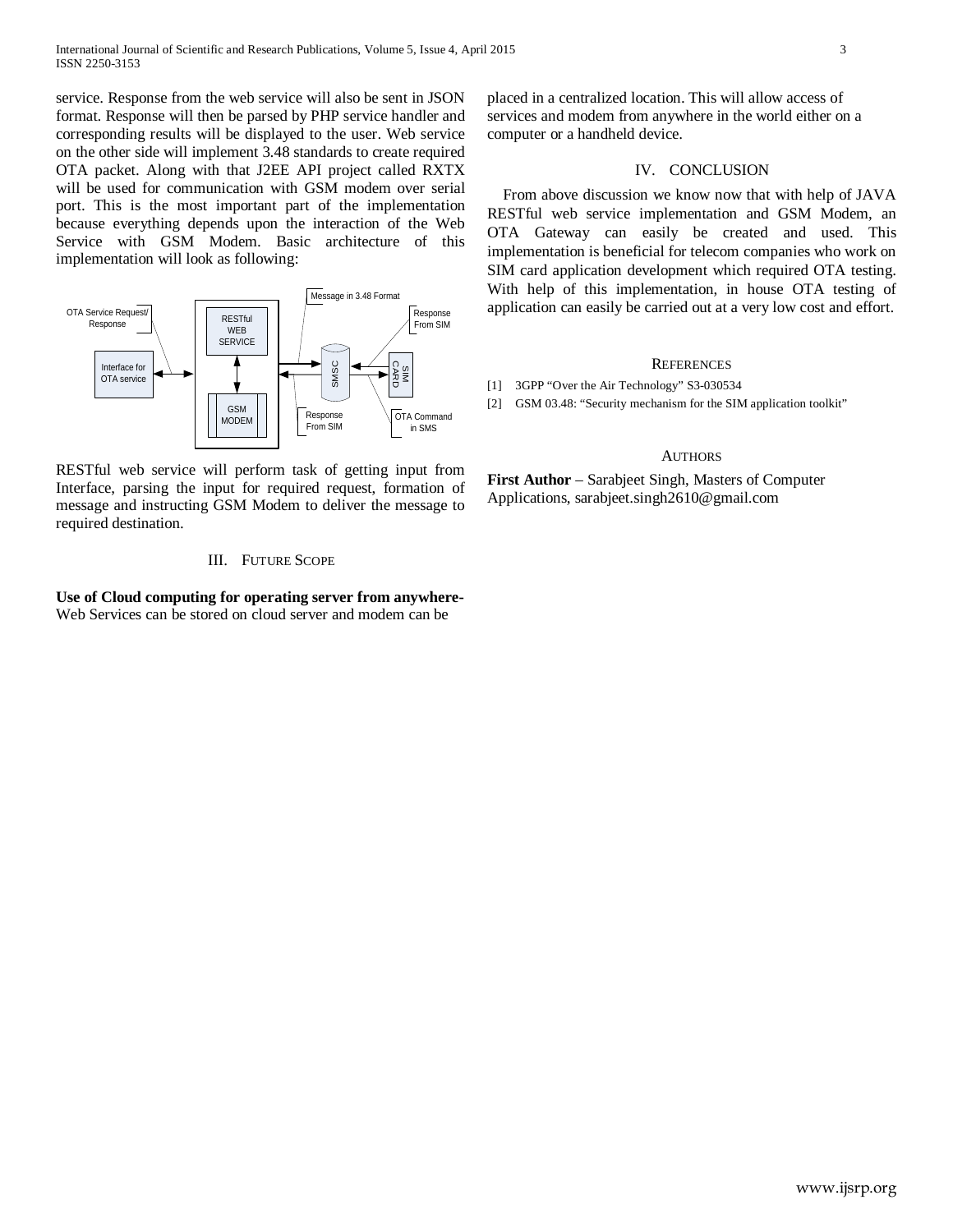service. Response from the web service will also be sent in JSON format. Response will then be parsed by PHP service handler and corresponding results will be displayed to the user. Web service on the other side will implement 3.48 standards to create required OTA packet. Along with that J2EE API project called RXTX will be used for communication with GSM modem over serial port. This is the most important part of the implementation because everything depends upon the interaction of the Web Service with GSM Modem. Basic architecture of this implementation will look as following:

OTA Service Request/ Response

Interface for OTA service

RESTful WEB SERVICE

GSM MODEM

Message in 3.48 Format

SMSC

SIM CARD

Response From SIM

Response From SIM

OTA Command in SMS

RESTful web service will perform task of getting input from Interface, parsing the input for required request, formation of message and instructing GSM Modem to deliver the message to required destination.

## III. Future Scope

**Use of Cloud computing for operating server from anywhere-** Web Services can be stored on cloud server and modem can be placed in a centralized location. This will allow access of services and modem from anywhere in the world either on a computer or a handheld device.

## IV. Conclusion

From above discussion we know now that with help of JAVA RESTful web service implementation and GSM Modem, an OTA Gateway can easily be created and used. This implementation is beneficial for telecom companies who work on SIM card application development which required OTA testing. With help of this implementation, in house OTA testing of application can easily be carried out at a very low cost and effort.

## References

[1] 3GPP "Over the Air Technology" S3-030534

[2] GSM 03.48: "Security mechanism for the SIM application toolkit"

## Authors

**First Author** – Sarabjeet Singh, Masters of Computer Applications, sarabjeet.singh2610@gmail.com